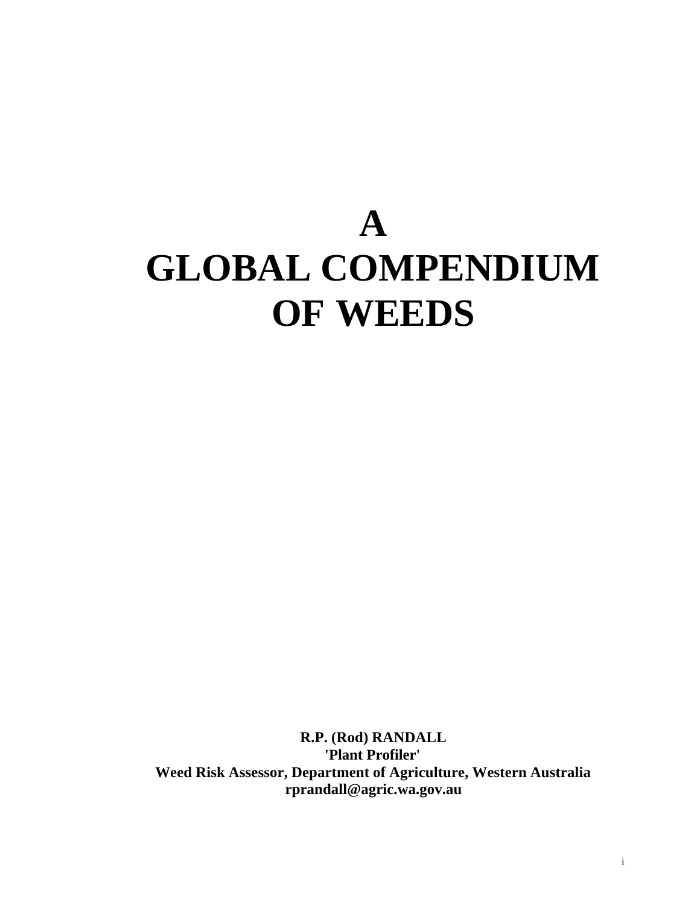# A GLOBAL COMPENDIUM OF WEEDS

**R.P. (Rod) RANDALL**
**'Plant Profiler'**
**Weed Risk Assessor, Department of Agriculture, Western Australia**
**rprandall@agric.wa.gov.au**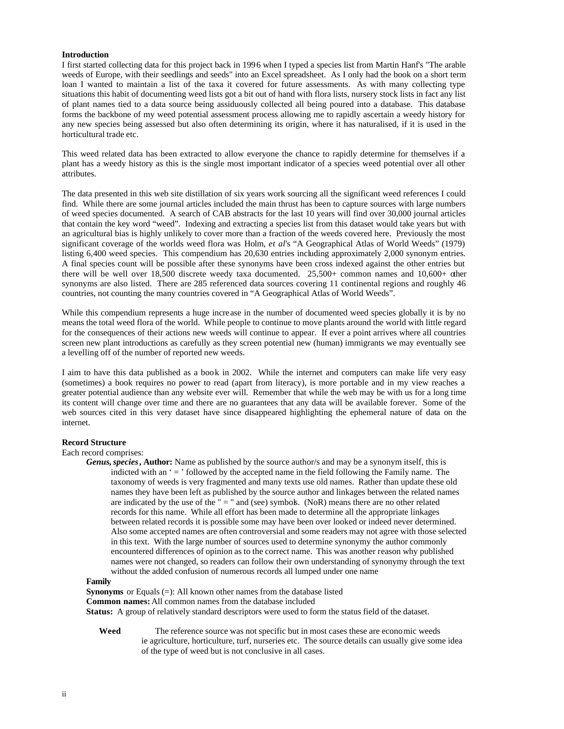**Introduction**

I first started collecting data for this project back in 1996 when I typed a species list from Martin Hanf's "The arable weeds of Europe, with their seedlings and seeds" into an Excel spreadsheet. As I only had the book on a short term loan I wanted to maintain a list of the taxa it covered for future assessments. As with many collecting type situations this habit of documenting weed lists got a bit out of hand with flora lists, nursery stock lists in fact any list of plant names tied to a data source being assiduously collected all being poured into a database. This database forms the backbone of my weed potential assessment process allowing me to rapidly ascertain a weedy history for any new species being assessed but also often determining its origin, where it has naturalised, if it is used in the horticultural trade etc.

This weed related data has been extracted to allow everyone the chance to rapidly determine for themselves if a plant has a weedy history as this is the single most important indicator of a species weed potential over all other attributes.

The data presented in this web site distillation of six years work sourcing all the significant weed references I could find. While there are some journal articles included the main thrust has been to capture sources with large numbers of weed species documented. A search of CAB abstracts for the last 10 years will find over 30,000 journal articles that contain the key word "weed". Indexing and extracting a species list from this dataset would take years but with an agricultural bias is highly unlikely to cover more than a fraction of the weeds covered here. Previously the most significant coverage of the worlds weed flora was Holm, *et al*'s "A Geographical Atlas of World Weeds" (1979) listing 6,400 weed species. This compendium has 20,630 entries including approximately 2,000 synonym entries. A final species count will be possible after these synonyms have been cross indexed against the other entries but there will be well over 18,500 discrete weedy taxa documented. 25,500+ common names and 10,600+ other synonyms are also listed. There are 285 referenced data sources covering 11 continental regions and roughly 46 countries, not counting the many countries covered in "A Geographical Atlas of World Weeds".

While this compendium represents a huge increase in the number of documented weed species globally it is by no means the total weed flora of the world. While people to continue to move plants around the world with little regard for the consequences of their actions new weeds will continue to appear. If ever a point arrives where all countries screen new plant introductions as carefully as they screen potential new (human) immigrants we may eventually see a levelling off of the number of reported new weeds.

I aim to have this data published as a book in 2002. While the internet and computers can make life very easy (sometimes) a book requires no power to read (apart from literacy), is more portable and in my view reaches a greater potential audience than any website ever will. Remember that while the web may be with us for a long time its content will change over time and there are no guarantees that any data will be available forever. Some of the web sources cited in this very dataset have since disappeared highlighting the ephemeral nature of data on the internet.

**Record Structure**

Each record comprises:

***Genus, species*, Author:** Name as published by the source author/s and may be a synonym itself, this is indicted with an ' = ' followed by the accepted name in the field following the Family name. The taxonomy of weeds is very fragmented and many texts use old names. Rather than update these old names they have been left as published by the source author and linkages between the related names are indicated by the use of the " = " and (see) symbols. (NoR) means there are no other related records for this name. While all effort has been made to determine all the appropriate linkages between related records it is possible some may have been over looked or indeed never determined. Also some accepted names are often controversial and some readers may not agree with those selected in this text. With the large number of sources used to determine synonymy the author commonly encountered differences of opinion as to the correct name. This was another reason why published names were not changed, so readers can follow their own understanding of synonymy through the text without the added confusion of numerous records all lumped under one name

**Family**

**Synonyms** or Equals (=): All known other names from the database listed

**Common names:** All common names from the database included

**Status:** A group of relatively standard descriptors were used to form the status field of the dataset.

**Weed** The reference source was not specific but in most cases these are economic weeds ie agriculture, horticulture, turf, nurseries etc. The source details can usually give some idea of the type of weed but is not conclusive in all cases.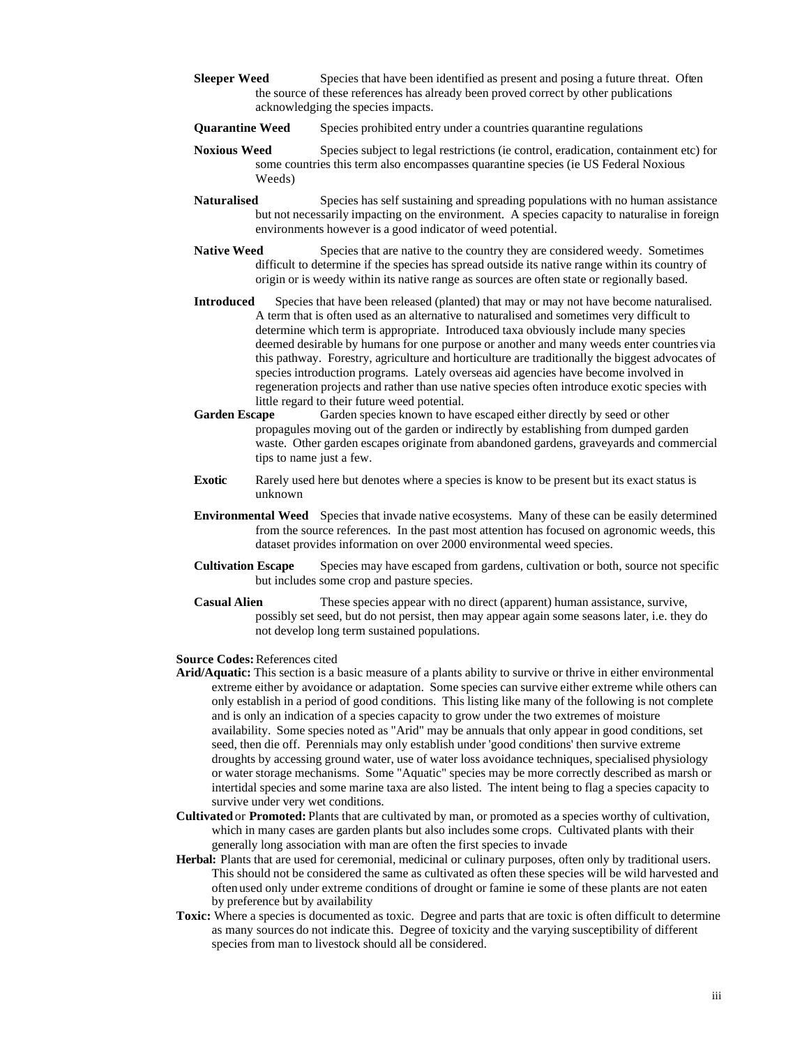**Sleeper Weed** Species that have been identified as present and posing a future threat. Often the source of these references has already been proved correct by other publications acknowledging the species impacts.

**Quarantine Weed** Species prohibited entry under a countries quarantine regulations

**Noxious Weed** Species subject to legal restrictions (ie control, eradication, containment etc) for some countries this term also encompasses quarantine species (ie US Federal Noxious Weeds)

**Naturalised** Species has self sustaining and spreading populations with no human assistance but not necessarily impacting on the environment. A species capacity to naturalise in foreign environments however is a good indicator of weed potential.

**Native Weed** Species that are native to the country they are considered weedy. Sometimes difficult to determine if the species has spread outside its native range within its country of origin or is weedy within its native range as sources are often state or regionally based.

**Introduced** Species that have been released (planted) that may or may not have become naturalised. A term that is often used as an alternative to naturalised and sometimes very difficult to determine which term is appropriate. Introduced taxa obviously include many species deemed desirable by humans for one purpose or another and many weeds enter countries via this pathway. Forestry, agriculture and horticulture are traditionally the biggest advocates of species introduction programs. Lately overseas aid agencies have become involved in regeneration projects and rather than use native species often introduce exotic species with little regard to their future weed potential.

**Garden Escape** Garden species known to have escaped either directly by seed or other propagules moving out of the garden or indirectly by establishing from dumped garden waste. Other garden escapes originate from abandoned gardens, graveyards and commercial tips to name just a few.

**Exotic** Rarely used here but denotes where a species is know to be present but its exact status is unknown

**Environmental Weed** Species that invade native ecosystems. Many of these can be easily determined from the source references. In the past most attention has focused on agronomic weeds, this dataset provides information on over 2000 environmental weed species.

**Cultivation Escape** Species may have escaped from gardens, cultivation or both, source not specific but includes some crop and pasture species.

**Casual Alien** These species appear with no direct (apparent) human assistance, survive, possibly set seed, but do not persist, then may appear again some seasons later, i.e. they do not develop long term sustained populations.

**Source Codes:** References cited

**Arid/Aquatic:** This section is a basic measure of a plants ability to survive or thrive in either environmental extreme either by avoidance or adaptation. Some species can survive either extreme while others can only establish in a period of good conditions. This listing like many of the following is not complete and is only an indication of a species capacity to grow under the two extremes of moisture availability. Some species noted as "Arid" may be annuals that only appear in good conditions, set seed, then die off. Perennials may only establish under 'good conditions' then survive extreme droughts by accessing ground water, use of water loss avoidance techniques, specialised physiology or water storage mechanisms. Some "Aquatic" species may be more correctly described as marsh or intertidal species and some marine taxa are also listed. The intent being to flag a species capacity to survive under very wet conditions.

**Cultivated** or **Promoted:** Plants that are cultivated by man, or promoted as a species worthy of cultivation, which in many cases are garden plants but also includes some crops. Cultivated plants with their generally long association with man are often the first species to invade

**Herbal:** Plants that are used for ceremonial, medicinal or culinary purposes, often only by traditional users. This should not be considered the same as cultivated as often these species will be wild harvested and often used only under extreme conditions of drought or famine ie some of these plants are not eaten by preference but by availability

**Toxic:** Where a species is documented as toxic. Degree and parts that are toxic is often difficult to determine as many sources do not indicate this. Degree of toxicity and the varying susceptibility of different species from man to livestock should all be considered.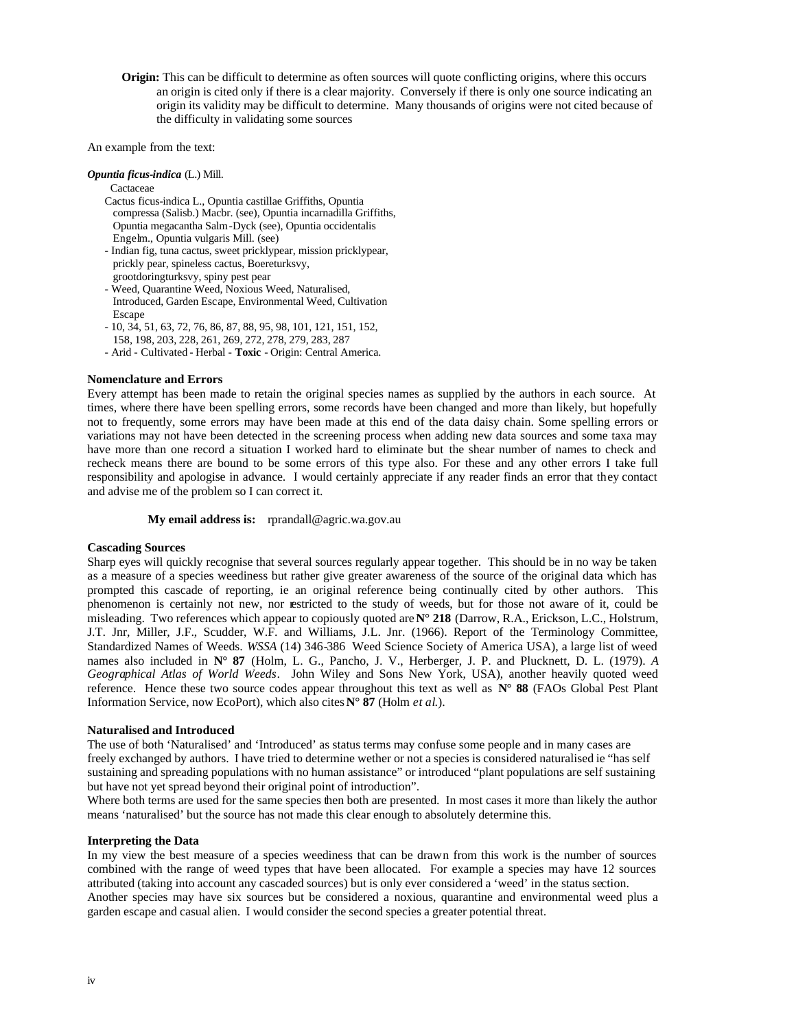**Origin:** This can be difficult to determine as often sources will quote conflicting origins, where this occurs an origin is cited only if there is a clear majority. Conversely if there is only one source indicating an origin its validity may be difficult to determine. Many thousands of origins were not cited because of the difficulty in validating some sources

An example from the text:

***Opuntia ficus-indica*** (L.) Mill.
Cactaceae
Cactus ficus-indica L., Opuntia castillae Griffiths, Opuntia compressa (Salisb.) Macbr. (see), Opuntia incarnadilla Griffiths, Opuntia megacantha Salm-Dyck (see), Opuntia occidentalis Engelm., Opuntia vulgaris Mill. (see)
- Indian fig, tuna cactus, sweet pricklypear, mission pricklypear, prickly pear, spineless cactus, Boereturksvy, grootdoringturksvy, spiny pest pear
- Weed, Quarantine Weed, Noxious Weed, Naturalised, Introduced, Garden Escape, Environmental Weed, Cultivation Escape
- 10, 34, 51, 63, 72, 76, 86, 87, 88, 95, 98, 101, 121, 151, 152, 158, 198, 203, 228, 261, 269, 272, 278, 279, 283, 287
- Arid - Cultivated - Herbal - **Toxic** - Origin: Central America.

### Nomenclature and Errors

Every attempt has been made to retain the original species names as supplied by the authors in each source. At times, where there have been spelling errors, some records have been changed and more than likely, but hopefully not to frequently, some errors may have been made at this end of the data daisy chain. Some spelling errors or variations may not have been detected in the screening process when adding new data sources and some taxa may have more than one record a situation I worked hard to eliminate but the shear number of names to check and recheck means there are bound to be some errors of this type also. For these and any other errors I take full responsibility and apologise in advance. I would certainly appreciate if any reader finds an error that they contact and advise me of the problem so I can correct it.

**My email address is:** rprandall@agric.wa.gov.au

### Cascading Sources

Sharp eyes will quickly recognise that several sources regularly appear together. This should be in no way be taken as a measure of a species weediness but rather give greater awareness of the source of the original data which has prompted this cascade of reporting, ie an original reference being continually cited by other authors. This phenomenon is certainly not new, nor restricted to the study of weeds, but for those not aware of it, could be misleading. Two references which appear to copiously quoted are **N° 218** (Darrow, R.A., Erickson, L.C., Holstrum, J.T. Jnr, Miller, J.F., Scudder, W.F. and Williams, J.L. Jnr. (1966). Report of the Terminology Committee, Standardized Names of Weeds. *WSSA* (14) 346-386 Weed Science Society of America USA), a large list of weed names also included in **N° 87** (Holm, L. G., Pancho, J. V., Herberger, J. P. and Plucknett, D. L. (1979). *A Geographical Atlas of World Weeds*. John Wiley and Sons New York, USA), another heavily quoted weed reference. Hence these two source codes appear throughout this text as well as **N° 88** (FAOs Global Pest Plant Information Service, now EcoPort), which also cites **N° 87** (Holm *et al.*).

### Naturalised and Introduced

The use of both 'Naturalised' and 'Introduced' as status terms may confuse some people and in many cases are freely exchanged by authors. I have tried to determine wether or not a species is considered naturalised ie "has self sustaining and spreading populations with no human assistance" or introduced "plant populations are self sustaining but have not yet spread beyond their original point of introduction".
Where both terms are used for the same species then both are presented. In most cases it more than likely the author means 'naturalised' but the source has not made this clear enough to absolutely determine this.

### Interpreting the Data

In my view the best measure of a species weediness that can be drawn from this work is the number of sources combined with the range of weed types that have been allocated. For example a species may have 12 sources attributed (taking into account any cascaded sources) but is only ever considered a 'weed' in the status section. Another species may have six sources but be considered a noxious, quarantine and environmental weed plus a garden escape and casual alien. I would consider the second species a greater potential threat.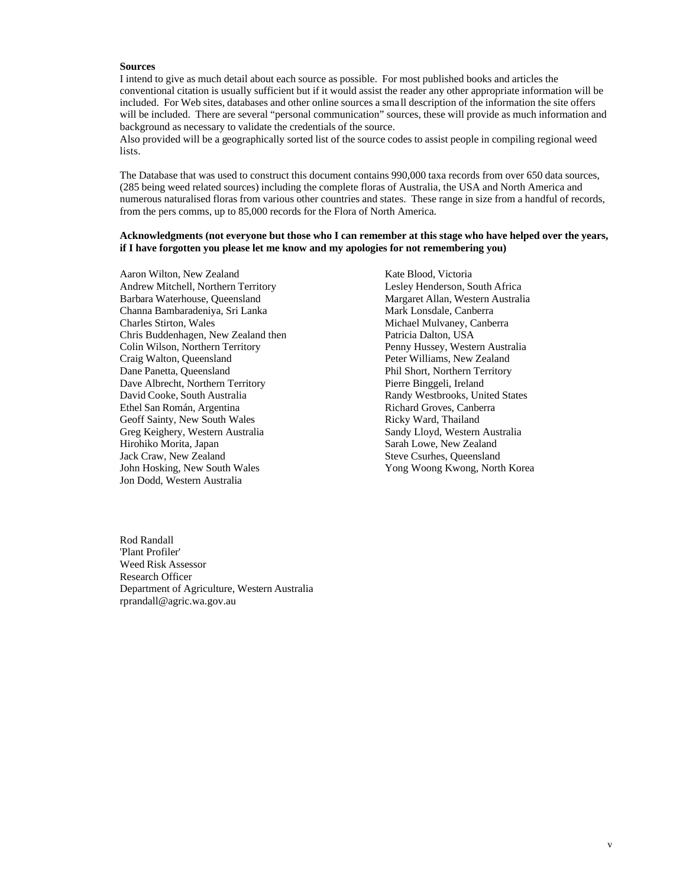**Sources**

I intend to give as much detail about each source as possible. For most published books and articles the conventional citation is usually sufficient but if it would assist the reader any other appropriate information will be included. For Web sites, databases and other online sources a small description of the information the site offers will be included. There are several "personal communication" sources, these will provide as much information and background as necessary to validate the credentials of the source.
Also provided will be a geographically sorted list of the source codes to assist people in compiling regional weed lists.

The Database that was used to construct this document contains 990,000 taxa records from over 650 data sources, (285 being weed related sources) including the complete floras of Australia, the USA and North America and numerous naturalised floras from various other countries and states. These range in size from a handful of records, from the pers comms, up to 85,000 records for the Flora of North America.

**Acknowledgments (not everyone but those who I can remember at this stage who have helped over the years, if I have forgotten you please let me know and my apologies for not remembering you)**

Aaron Wilton, New Zealand
Andrew Mitchell, Northern Territory
Barbara Waterhouse, Queensland
Channa Bambaradeniya, Sri Lanka
Charles Stirton, Wales
Chris Buddenhagen, New Zealand then
Colin Wilson, Northern Territory
Craig Walton, Queensland
Dane Panetta, Queensland
Dave Albrecht, Northern Territory
David Cooke, South Australia
Ethel San Román, Argentina
Geoff Sainty, New South Wales
Greg Keighery, Western Australia
Hirohiko Morita, Japan
Jack Craw, New Zealand
John Hosking, New South Wales
Jon Dodd, Western Australia
Kate Blood, Victoria
Lesley Henderson, South Africa
Margaret Allan, Western Australia
Mark Lonsdale, Canberra
Michael Mulvaney, Canberra
Patricia Dalton, USA
Penny Hussey, Western Australia
Peter Williams, New Zealand
Phil Short, Northern Territory
Pierre Binggeli, Ireland
Randy Westbrooks, United States
Richard Groves, Canberra
Ricky Ward, Thailand
Sandy Lloyd, Western Australia
Sarah Lowe, New Zealand
Steve Csurhes, Queensland
Yong Woong Kwong, North Korea

Rod Randall
'Plant Profiler'
Weed Risk Assessor
Research Officer
Department of Agriculture, Western Australia
rprandall@agric.wa.gov.au